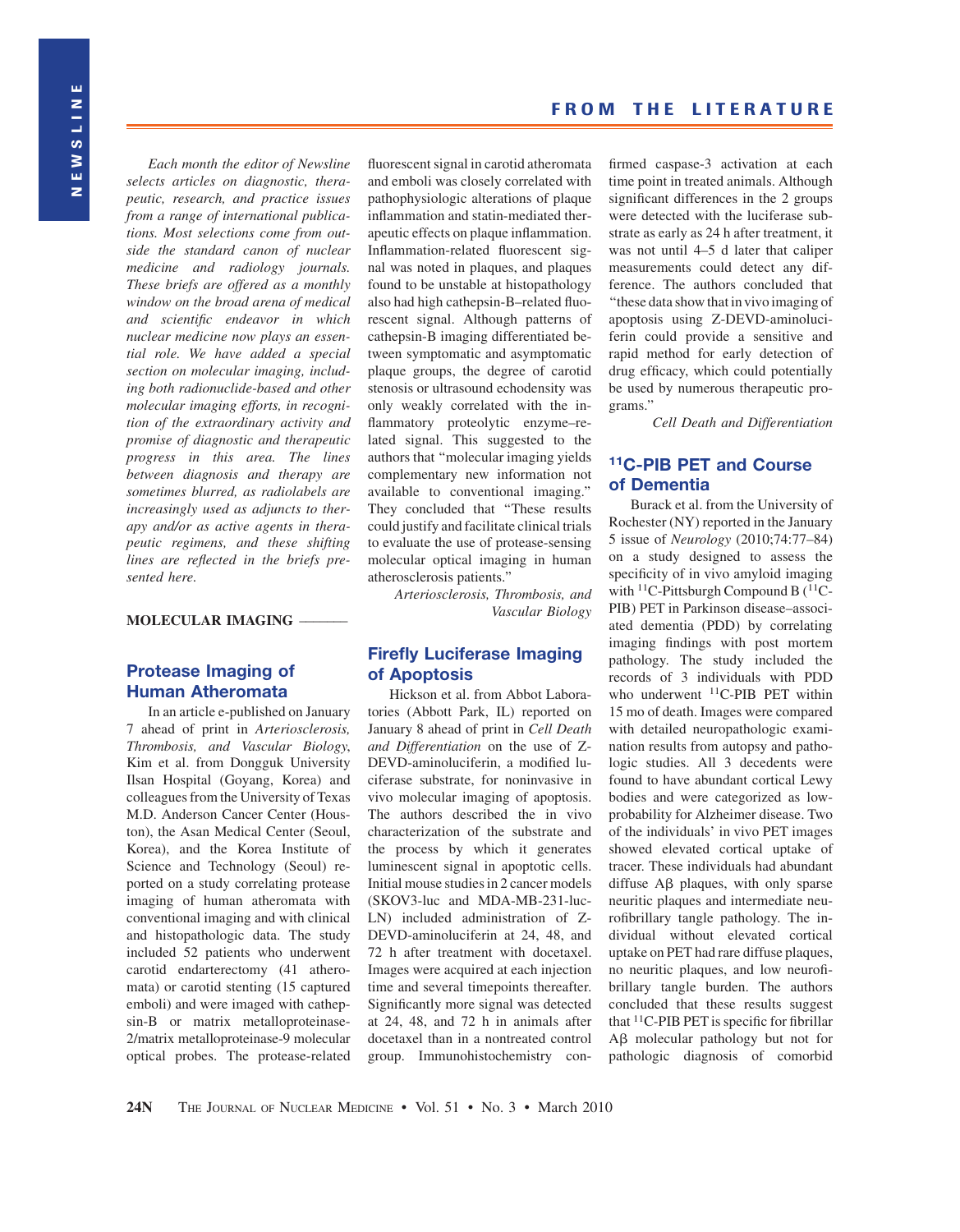# FROM THE LITERATURE

*Each month the editor of Newsline selects articles on diagnostic, therapeutic, research, and practice issues from a range of international publications. Most selections come from outside the standard canon of nuclear medicine and radiology journals. These briefs are offered as a monthly window on the broad arena of medical and scientific endeavor in which nuclear medicine now plays an essential role. We have added a special section on molecular imaging, including both radionuclide-based and other molecular imaging efforts, in recognition of the extraordinary activity and promise of diagnostic and therapeutic progress in this area. The lines between diagnosis and therapy are sometimes blurred, as radiolabels are increasingly used as adjuncts to therapy and/or as active agents in therapeutic regimens, and these shifting lines are reflected in the briefs presented here.*

**MOLECULAR IMAGING**

## Protease Imaging of Human Atheromata

In an article e-published on January 7 ahead of print in *Arteriosclerosis, Thrombosis, and Vascular Biology*, Kim et al. from Dongguk University Ilsan Hospital (Goyang, Korea) and colleagues from the University of Texas M.D. Anderson Cancer Center (Houston), the Asan Medical Center (Seoul, Korea), and the Korea Institute of Science and Technology (Seoul) reported on a study correlating protease imaging of human atheromata with conventional imaging and with clinical and histopathologic data. The study included 52 patients who underwent carotid endarterectomy (41 atheromata) or carotid stenting (15 captured emboli) and were imaged with cathepsin-B or matrix metalloproteinase-2/matrix metalloproteinase-9 molecular optical probes. The protease-related fluorescent signal in carotid atheromata and emboli was closely correlated with pathophysiologic alterations of plaque inflammation and statin-mediated therapeutic effects on plaque inflammation. Inflammation-related fluorescent signal was noted in plaques, and plaques found to be unstable at histopathology also had high cathepsin-B–related fluorescent signal. Although patterns of cathepsin-B imaging differentiated between symptomatic and asymptomatic plaque groups, the degree of carotid stenosis or ultrasound echodensity was only weakly correlated with the inflammatory proteolytic enzyme–related signal. This suggested to the authors that "molecular imaging yields complementary new information not available to conventional imaging." They concluded that "These results could justify and facilitate clinical trials to evaluate the use of protease-sensing molecular optical imaging in human atherosclerosis patients."

*Arteriosclerosis, Thrombosis, and Vascular Biology*

## Firefly Luciferase Imaging of Apoptosis

Hickson et al. from Abbot Laboratories (Abbott Park, IL) reported on January 8 ahead of print in *Cell Death and Differentiation* on the use of Z-DEVD-aminoluciferin, a modified luciferase substrate, for noninvasive in vivo molecular imaging of apoptosis. The authors described the in vivo characterization of the substrate and the process by which it generates luminescent signal in apoptotic cells. Initial mouse studies in 2 cancer models (SKOV3-luc and MDA-MB-231-luc-LN) included administration of Z-DEVD-aminoluciferin at 24, 48, and 72 h after treatment with docetaxel. Images were acquired at each injection time and several timepoints thereafter. Significantly more signal was detected at 24, 48, and 72 h in animals after docetaxel treatment than in a nontreated control group. Immunohistochemistry confirmed caspase-3 activation at each time point in treated animals. Although significant differences in the 2 groups were detected with the luciferase substrate as early as 24 h after treatment, it was not until 4–5 d later that caliper measurements could detect any difference. The authors concluded that "these data show that in vivo imaging of apoptosis using Z-DEVD-aminoluciferin could provide a sensitive and rapid method for early detection of drug efficacy, which could potentially be used by numerous therapeutic programs."

*Cell Death and Differentiation*

## $^{11}$C-PIB PET and Course of Dementia

Burack et al. from the University of Rochester (NY) reported in the January 5 issue of *Neurology* (2010;74:77–84) on a study designed to assess the specificity of in vivo amyloid imaging with $^{11}$C-Pittsburgh Compound B ($^{11}$C-PIB) PET in Parkinson disease–associated dementia (PDD) by correlating imaging findings with post mortem pathology. The study included the records of 3 individuals with PDD who underwent $^{11}$C-PIB PET within 15 mo of death. Images were compared with detailed neuropathologic examination results from autopsy and pathologic studies. All 3 decedents were found to have abundant cortical Lewy bodies and were categorized as low-probability for Alzheimer disease. Two of the individuals' in vivo PET images showed elevated cortical uptake of tracer. These individuals had abundant diffuse Aβ plaques, with only sparse neuritic plaques and intermediate neurofibrillary tangle pathology. The individual without elevated cortical uptake on PET had rare diffuse plaques, no neuritic plaques, and low neurofibrillary tangle burden. The authors concluded that these results suggest that $^{11}$C-PIB PET is specific for fibrillar Aβ molecular pathology but not for pathologic diagnosis of comorbid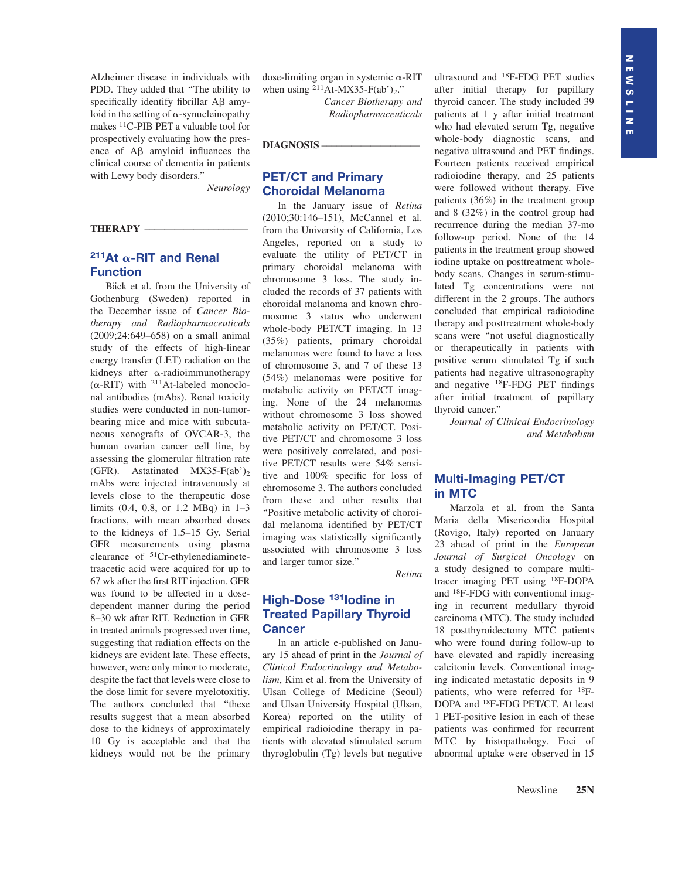Alzheimer disease in individuals with PDD. They added that "The ability to specifically identify fibrillar Aβ amyloid in the setting of α-synucleinopathy makes $^{11}$C-PIB PET a valuable tool for prospectively evaluating how the presence of Aβ amyloid influences the clinical course of dementia in patients with Lewy body disorders."

*Neurology*

## THERAPY

### $^{211}$At α-RIT and Renal Function

Bäck et al. from the University of Gothenburg (Sweden) reported in the December issue of *Cancer Biotherapy and Radiopharmaceuticals* (2009;24:649–658) on a small animal study of the effects of high-linear energy transfer (LET) radiation on the kidneys after α-radioimmunotherapy (α-RIT) with $^{211}$At-labeled monoclonal antibodies (mAbs). Renal toxicity studies were conducted in non-tumor-bearing mice and mice with subcutaneous xenografts of OVCAR-3, the human ovarian cancer cell line, by assessing the glomerular filtration rate (GFR). Astatinated MX35-F(ab')$_2$ mAbs were injected intravenously at levels close to the therapeutic dose limits (0.4, 0.8, or 1.2 MBq) in 1–3 fractions, with mean absorbed doses to the kidneys of 1.5–15 Gy. Serial GFR measurements using plasma clearance of $^{51}$Cr-ethylenediaminetetraacetic acid were acquired for up to 67 wk after the first RIT injection. GFR was found to be affected in a dose-dependent manner during the period 8–30 wk after RIT. Reduction in GFR in treated animals progressed over time, suggesting that radiation effects on the kidneys are evident late. These effects, however, were only minor to moderate, despite the fact that levels were close to the dose limit for severe myelotoxitiy. The authors concluded that "these results suggest that a mean absorbed dose to the kidneys of approximately 10 Gy is acceptable and that the kidneys would not be the primary dose-limiting organ in systemic α-RIT when using $^{211}$At-MX35-F(ab')$_2$."

*Cancer Biotherapy and Radiopharmaceuticals*

## DIAGNOSIS

### PET/CT and Primary Choroidal Melanoma

In the January issue of *Retina* (2010;30:146–151), McCannel et al. from the University of California, Los Angeles, reported on a study to evaluate the utility of PET/CT in primary choroidal melanoma with chromosome 3 loss. The study included the records of 37 patients with choroidal melanoma and known chromosome 3 status who underwent whole-body PET/CT imaging. In 13 (35%) patients, primary choroidal melanomas were found to have a loss of chromosome 3, and 7 of these 13 (54%) melanomas were positive for metabolic activity on PET/CT imaging. None of the 24 melanomas without chromosome 3 loss showed metabolic activity on PET/CT. Positive PET/CT and chromosome 3 loss were positively correlated, and positive PET/CT results were 54% sensitive and 100% specific for loss of chromosome 3. The authors concluded from these and other results that "Positive metabolic activity of choroidal melanoma identified by PET/CT imaging was statistically significantly associated with chromosome 3 loss and larger tumor size."

*Retina*

### High-Dose $^{131}$Iodine in Treated Papillary Thyroid Cancer

In an article e-published on January 15 ahead of print in the *Journal of Clinical Endocrinology and Metabolism*, Kim et al. from the University of Ulsan College of Medicine (Seoul) and Ulsan University Hospital (Ulsan, Korea) reported on the utility of empirical radioiodine therapy in patients with elevated stimulated serum thyroglobulin (Tg) levels but negative ultrasound and $^{18}$F-FDG PET studies after initial therapy for papillary thyroid cancer. The study included 39 patients at 1 y after initial treatment who had elevated serum Tg, negative whole-body diagnostic scans, and negative ultrasound and PET findings. Fourteen patients received empirical radioiodine therapy, and 25 patients were followed without therapy. Five patients (36%) in the treatment group and 8 (32%) in the control group had recurrence during the median 37-mo follow-up period. None of the 14 patients in the treatment group showed iodine uptake on posttreatment whole-body scans. Changes in serum-stimulated Tg concentrations were not different in the 2 groups. The authors concluded that empirical radioiodine therapy and posttreatment whole-body scans were "not useful diagnostically or therapeutically in patients with positive serum stimulated Tg if such patients had negative ultrasonography and negative $^{18}$F-FDG PET findings after initial treatment of papillary thyroid cancer."

*Journal of Clinical Endocrinology and Metabolism*

### Multi-Imaging PET/CT in MTC

Marzola et al. from the Santa Maria della Misericordia Hospital (Rovigo, Italy) reported on January 23 ahead of print in the *European Journal of Surgical Oncology* on a study designed to compare multi-tracer imaging PET using $^{18}$F-DOPA and $^{18}$F-FDG with conventional imaging in recurrent medullary thyroid carcinoma (MTC). The study included 18 postthyroidectomy MTC patients who were found during follow-up to have elevated and rapidly increasing calcitonin levels. Conventional imaging indicated metastatic deposits in 9 patients, who were referred for $^{18}$F-DOPA and $^{18}$F-FDG PET/CT. At least 1 PET-positive lesion in each of these patients was confirmed for recurrent MTC by histopathology. Foci of abnormal uptake were observed in 15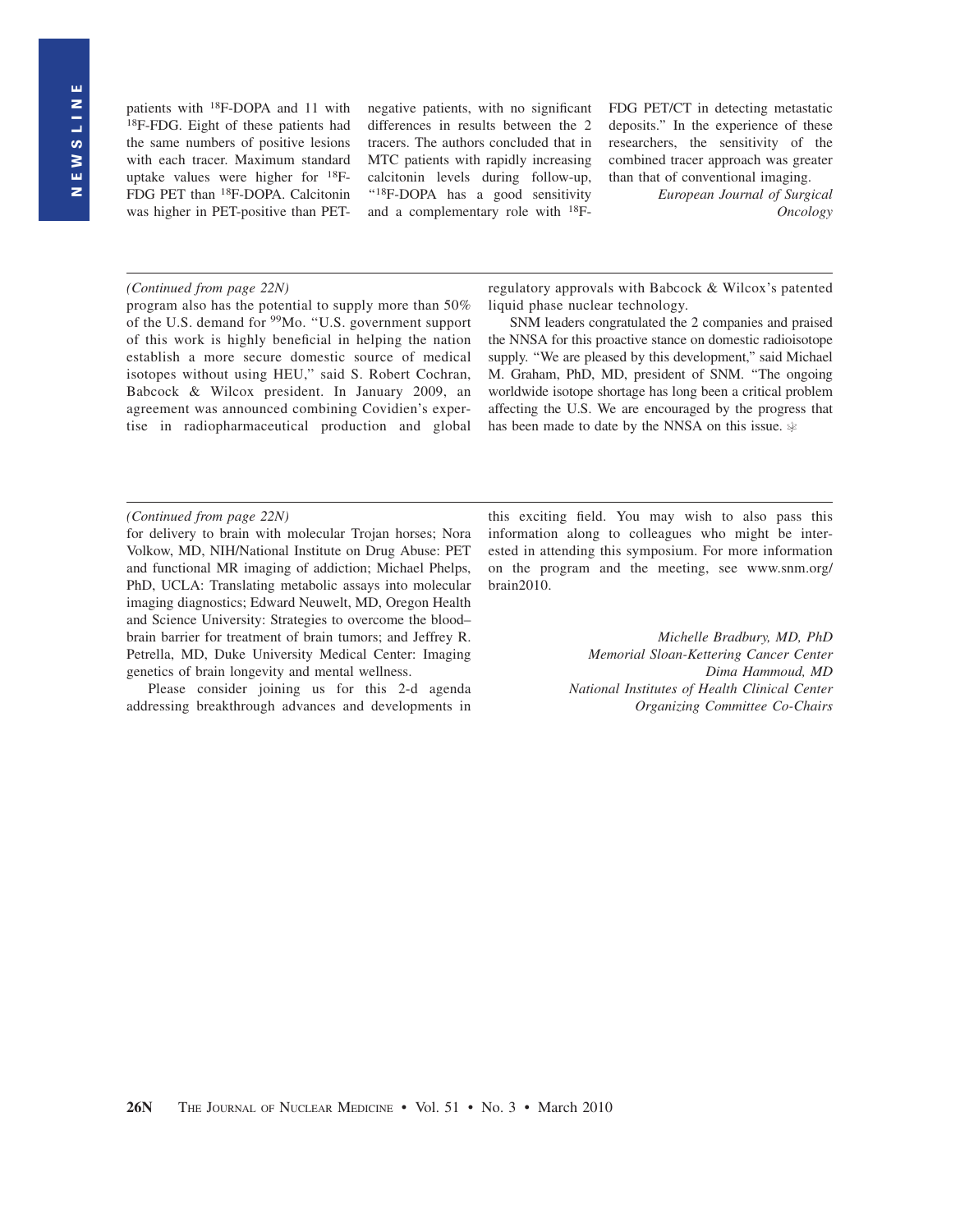patients with $^{18}$F-DOPA and 11 with $^{18}$F-FDG. Eight of these patients had the same numbers of positive lesions with each tracer. Maximum standard uptake values were higher for $^{18}$F-FDG PET than $^{18}$F-DOPA. Calcitonin was higher in PET-positive than PET-negative patients, with no significant differences in results between the 2 tracers. The authors concluded that in MTC patients with rapidly increasing calcitonin levels during follow-up, "$^{18}$F-DOPA has a good sensitivity and a complementary role with $^{18}$F-FDG PET/CT in detecting metastatic deposits." In the experience of these researchers, the sensitivity of the combined tracer approach was greater than that of conventional imaging.

*European Journal of Surgical Oncology*

---

*(Continued from page 22N)*

program also has the potential to supply more than 50% of the U.S. demand for $^{99}$Mo. "U.S. government support of this work is highly beneficial in helping the nation establish a more secure domestic source of medical isotopes without using HEU," said S. Robert Cochran, Babcock & Wilcox president. In January 2009, an agreement was announced combining Covidien's expertise in radiopharmaceutical production and global regulatory approvals with Babcock & Wilcox's patented liquid phase nuclear technology.

SNM leaders congratulated the 2 companies and praised the NNSA for this proactive stance on domestic radioisotope supply. "We are pleased by this development," said Michael M. Graham, PhD, MD, president of SNM. "The ongoing worldwide isotope shortage has long been a critical problem affecting the U.S. We are encouraged by the progress that has been made to date by the NNSA on this issue.

---

*(Continued from page 22N)*

for delivery to brain with molecular Trojan horses; Nora Volkow, MD, NIH/National Institute on Drug Abuse: PET and functional MR imaging of addiction; Michael Phelps, PhD, UCLA: Translating metabolic assays into molecular imaging diagnostics; Edward Neuwelt, MD, Oregon Health and Science University: Strategies to overcome the blood–brain barrier for treatment of brain tumors; and Jeffrey R. Petrella, MD, Duke University Medical Center: Imaging genetics of brain longevity and mental wellness.

Please consider joining us for this 2-d agenda addressing breakthrough advances and developments in this exciting field. You may wish to also pass this information along to colleagues who might be interested in attending this symposium. For more information on the program and the meeting, see www.snm.org/brain2010.

*Michelle Bradbury, MD, PhD*
*Memorial Sloan-Kettering Cancer Center*
*Dima Hammoud, MD*
*National Institutes of Health Clinical Center*
*Organizing Committee Co-Chairs*